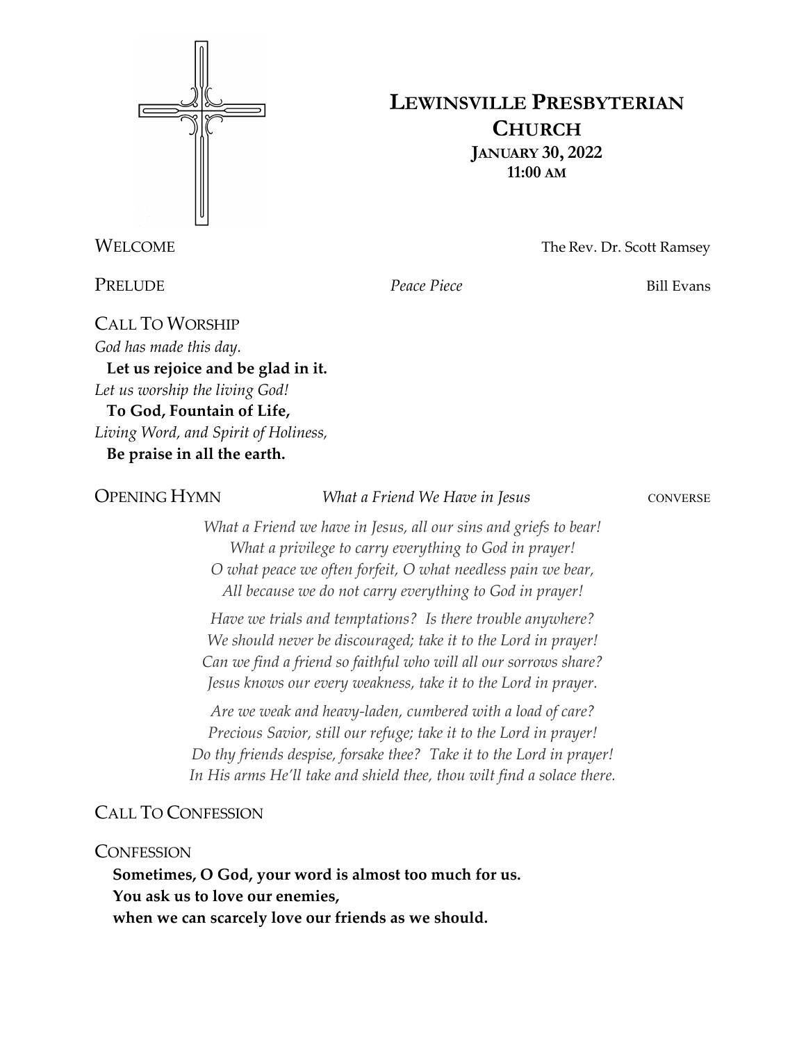# LEWINSVILLE PRESBYTERIAN CHURCH

**JANUARY 30, 2022**
**11:00 AM**

WELCOME — The Rev. Dr. Scott Ramsey

PRELUDE — *Peace Piece* — Bill Evans

## CALL TO WORSHIP

*God has made this day.*
**Let us rejoice and be glad in it.**
*Let us worship the living God!*
**To God, Fountain of Life,**
*Living Word, and Spirit of Holiness,*
**Be praise in all the earth.**

## OPENING HYMN — *What a Friend We Have in Jesus* — CONVERSE

*What a Friend we have in Jesus, all our sins and griefs to bear!*
*What a privilege to carry everything to God in prayer!*
*O what peace we often forfeit, O what needless pain we bear,*
*All because we do not carry everything to God in prayer!*

*Have we trials and temptations? Is there trouble anywhere?*
*We should never be discouraged; take it to the Lord in prayer!*
*Can we find a friend so faithful who will all our sorrows share?*
*Jesus knows our every weakness, take it to the Lord in prayer.*

*Are we weak and heavy-laden, cumbered with a load of care?*
*Precious Savior, still our refuge; take it to the Lord in prayer!*
*Do thy friends despise, forsake thee? Take it to the Lord in prayer!*
*In His arms He'll take and shield thee, thou wilt find a solace there.*

## CALL TO CONFESSION

## CONFESSION

**Sometimes, O God, your word is almost too much for us.**
**You ask us to love our enemies,**
**when we can scarcely love our friends as we should.**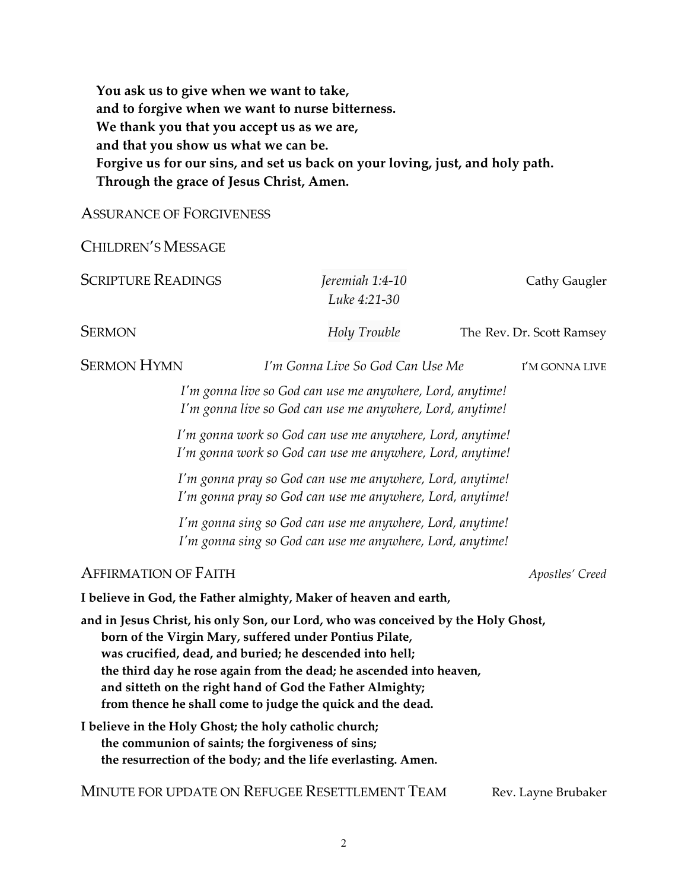**You ask us to give when we want to take,**
**and to forgive when we want to nurse bitterness.**
**We thank you that you accept us as we are,**
**and that you show us what we can be.**
**Forgive us for our sins, and set us back on your loving, just, and holy path.**
**Through the grace of Jesus Christ, Amen.**

ASSURANCE OF FORGIVENESS

CHILDREN'S MESSAGE

SCRIPTURE READINGS — *Jeremiah 1:4-10*, *Luke 4:21-30* — Cathy Gaugler

SERMON — *Holy Trouble* — The Rev. Dr. Scott Ramsey

SERMON HYMN — *I'm Gonna Live So God Can Use Me* — I'M GONNA LIVE

*I'm gonna live so God can use me anywhere, Lord, anytime!*
*I'm gonna live so God can use me anywhere, Lord, anytime!*

*I'm gonna work so God can use me anywhere, Lord, anytime!*
*I'm gonna work so God can use me anywhere, Lord, anytime!*

*I'm gonna pray so God can use me anywhere, Lord, anytime!*
*I'm gonna pray so God can use me anywhere, Lord, anytime!*

*I'm gonna sing so God can use me anywhere, Lord, anytime!*
*I'm gonna sing so God can use me anywhere, Lord, anytime!*

AFFIRMATION OF FAITH — *Apostles' Creed*

**I believe in God, the Father almighty, Maker of heaven and earth,**

**and in Jesus Christ, his only Son, our Lord, who was conceived by the Holy Ghost,**
**born of the Virgin Mary, suffered under Pontius Pilate,**
**was crucified, dead, and buried; he descended into hell;**
**the third day he rose again from the dead; he ascended into heaven,**
**and sitteth on the right hand of God the Father Almighty;**
**from thence he shall come to judge the quick and the dead.**

**I believe in the Holy Ghost; the holy catholic church;**
**the communion of saints; the forgiveness of sins;**
**the resurrection of the body; and the life everlasting. Amen.**

MINUTE FOR UPDATE ON REFUGEE RESETTLEMENT TEAM — Rev. Layne Brubaker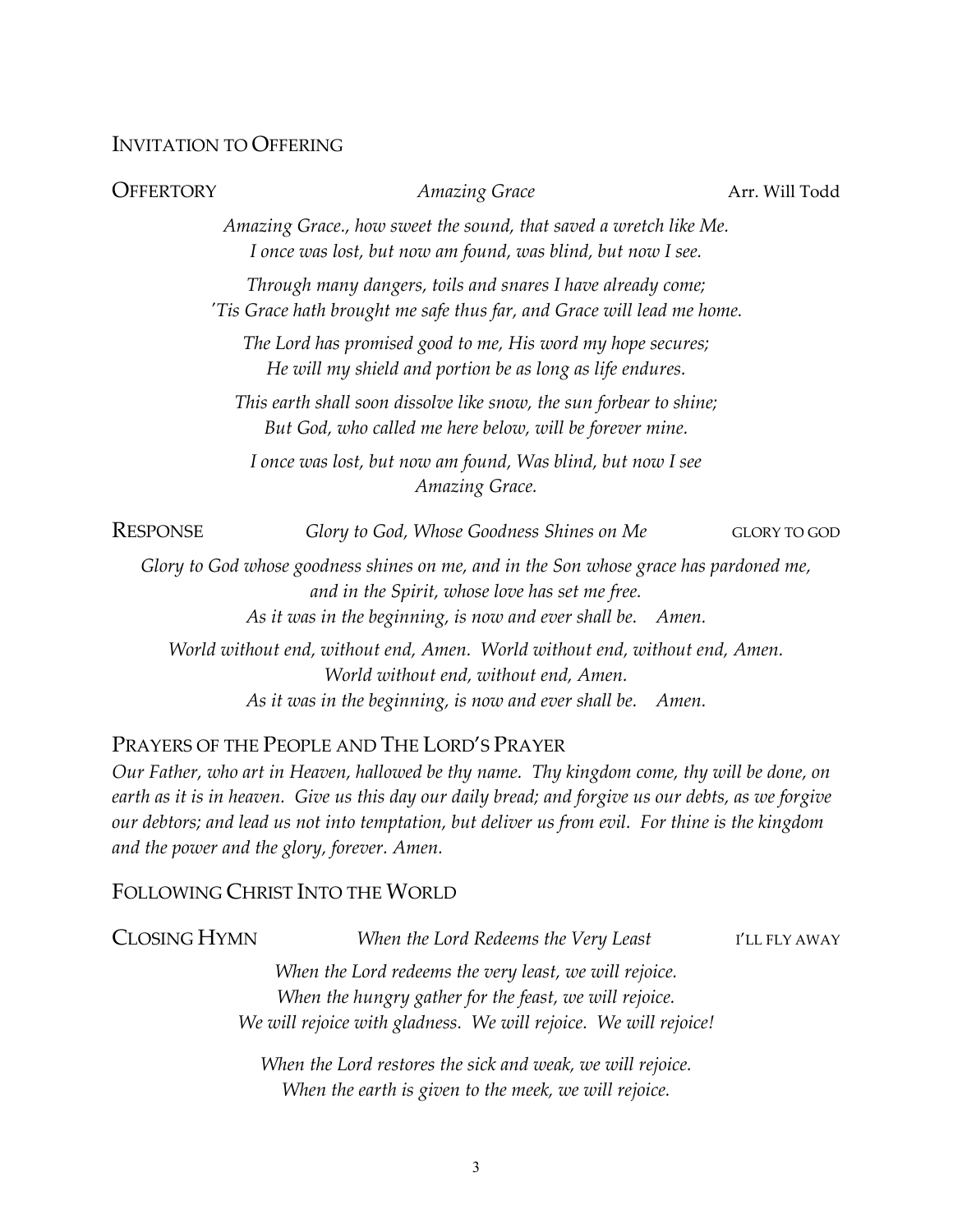## Invitation to Offering

**Offertory** *Amazing Grace* Arr. Will Todd

*Amazing Grace., how sweet the sound, that saved a wretch like Me.*
*I once was lost, but now am found, was blind, but now I see.*

*Through many dangers, toils and snares I have already come;*
*'Tis Grace hath brought me safe thus far, and Grace will lead me home.*

*The Lord has promised good to me, His word my hope secures;*
*He will my shield and portion be as long as life endures.*

*This earth shall soon dissolve like snow, the sun forbear to shine;*
*But God, who called me here below, will be forever mine.*

*I once was lost, but now am found, Was blind, but now I see*
*Amazing Grace.*

**Response** *Glory to God, Whose Goodness Shines on Me* GLORY TO GOD

*Glory to God whose goodness shines on me, and in the Son whose grace has pardoned me,*
*and in the Spirit, whose love has set me free.*
*As it was in the beginning, is now and ever shall be. Amen.*

*World without end, without end, Amen. World without end, without end, Amen.*
*World without end, without end, Amen.*
*As it was in the beginning, is now and ever shall be. Amen.*

## Prayers of the People and The Lord's Prayer

*Our Father, who art in Heaven, hallowed be thy name. Thy kingdom come, thy will be done, on earth as it is in heaven. Give us this day our daily bread; and forgive us our debts, as we forgive our debtors; and lead us not into temptation, but deliver us from evil. For thine is the kingdom and the power and the glory, forever. Amen.*

## Following Christ Into the World

**Closing Hymn** *When the Lord Redeems the Very Least* I'LL FLY AWAY

*When the Lord redeems the very least, we will rejoice.*
*When the hungry gather for the feast, we will rejoice.*
*We will rejoice with gladness. We will rejoice. We will rejoice!*

*When the Lord restores the sick and weak, we will rejoice.*
*When the earth is given to the meek, we will rejoice.*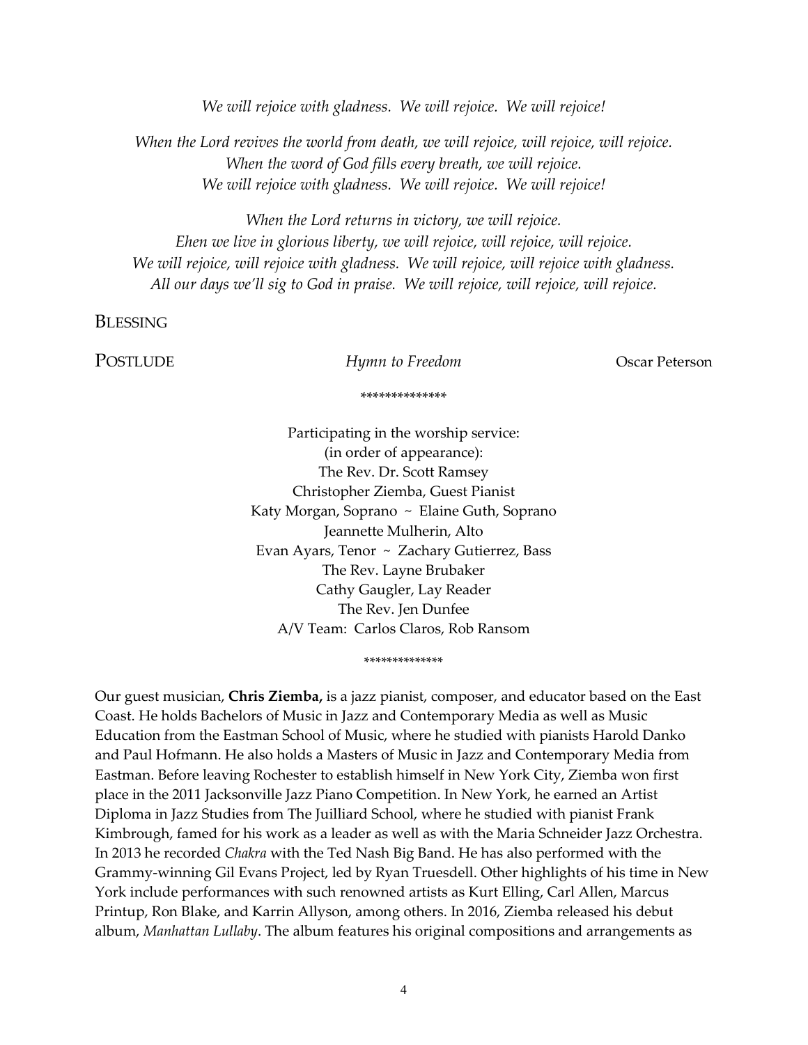*We will rejoice with gladness. We will rejoice. We will rejoice!*

*When the Lord revives the world from death, we will rejoice, will rejoice, will rejoice.*
*When the word of God fills every breath, we will rejoice.*
*We will rejoice with gladness. We will rejoice. We will rejoice!*

*When the Lord returns in victory, we will rejoice.*
*Ehen we live in glorious liberty, we will rejoice, will rejoice, will rejoice.*
*We will rejoice, will rejoice with gladness. We will rejoice, will rejoice with gladness.*
*All our days we'll sig to God in praise. We will rejoice, will rejoice, will rejoice.*

BLESSING

POSTLUDE *Hymn to Freedom* Oscar Peterson

*************

Participating in the worship service:
(in order of appearance):
The Rev. Dr. Scott Ramsey
Christopher Ziemba, Guest Pianist
Katy Morgan, Soprano ~ Elaine Guth, Soprano
Jeannette Mulherin, Alto
Evan Ayars, Tenor ~ Zachary Gutierrez, Bass
The Rev. Layne Brubaker
Cathy Gaugler, Lay Reader
The Rev. Jen Dunfee
A/V Team: Carlos Claros, Rob Ransom

*************

Our guest musician, **Chris Ziemba,** is a jazz pianist, composer, and educator based on the East Coast. He holds Bachelors of Music in Jazz and Contemporary Media as well as Music Education from the Eastman School of Music, where he studied with pianists Harold Danko and Paul Hofmann. He also holds a Masters of Music in Jazz and Contemporary Media from Eastman. Before leaving Rochester to establish himself in New York City, Ziemba won first place in the 2011 Jacksonville Jazz Piano Competition. In New York, he earned an Artist Diploma in Jazz Studies from The Juilliard School, where he studied with pianist Frank Kimbrough, famed for his work as a leader as well as with the Maria Schneider Jazz Orchestra. In 2013 he recorded *Chakra* with the Ted Nash Big Band. He has also performed with the Grammy-winning Gil Evans Project, led by Ryan Truesdell. Other highlights of his time in New York include performances with such renowned artists as Kurt Elling, Carl Allen, Marcus Printup, Ron Blake, and Karrin Allyson, among others. In 2016, Ziemba released his debut album, *Manhattan Lullaby*. The album features his original compositions and arrangements as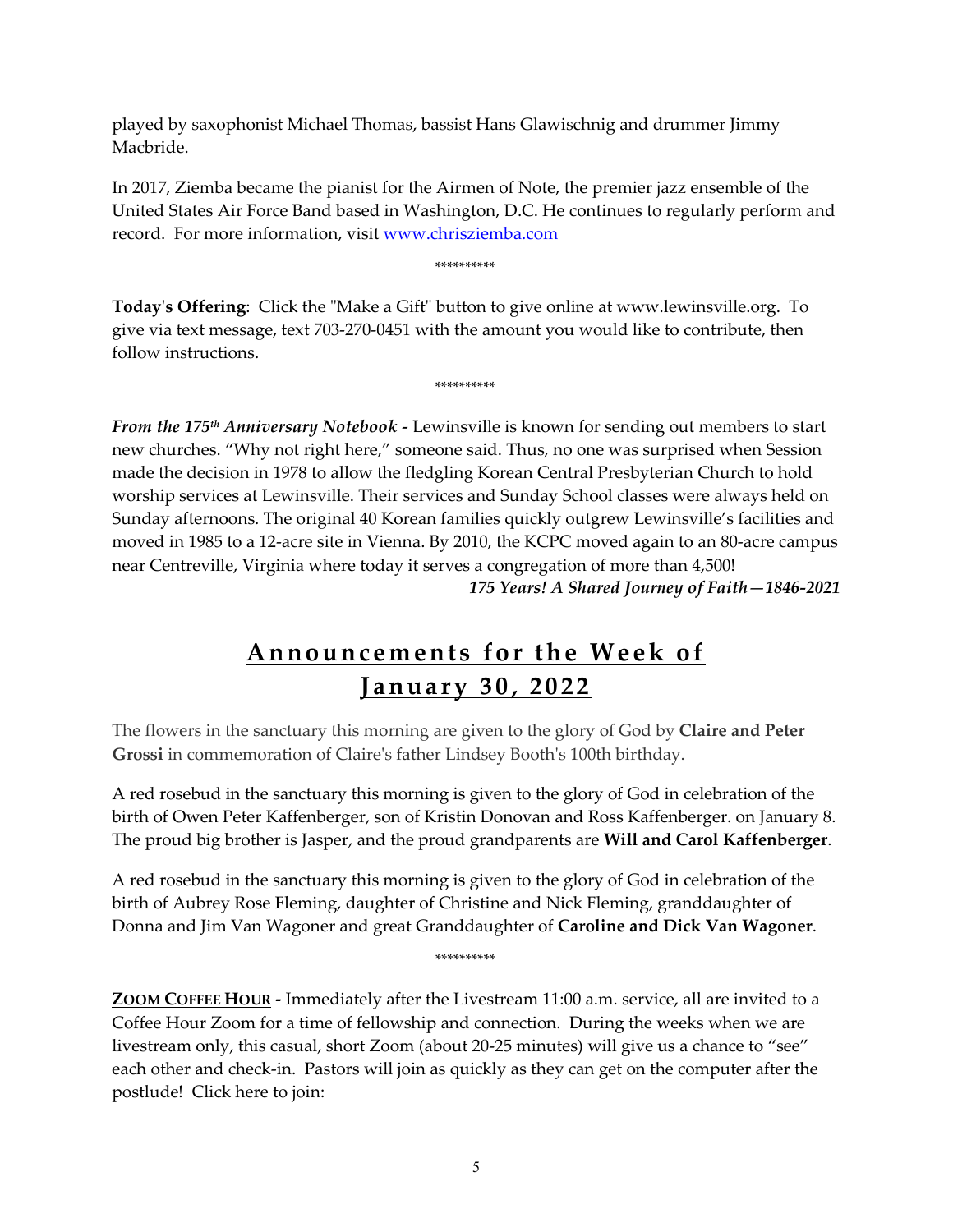played by saxophonist Michael Thomas, bassist Hans Glawischnig and drummer Jimmy Macbride.

In 2017, Ziemba became the pianist for the Airmen of Note, the premier jazz ensemble of the United States Air Force Band based in Washington, D.C. He continues to regularly perform and record. For more information, visit [www.chrisziemba.com](http://www.chrisziemba.com)

**********

**Today's Offering**: Click the "Make a Gift" button to give online at www.lewinsville.org. To give via text message, text 703-270-0451 with the amount you would like to contribute, then follow instructions.

**********

***From the 175th Anniversary Notebook -*** Lewinsville is known for sending out members to start new churches. "Why not right here," someone said. Thus, no one was surprised when Session made the decision in 1978 to allow the fledgling Korean Central Presbyterian Church to hold worship services at Lewinsville. Their services and Sunday School classes were always held on Sunday afternoons. The original 40 Korean families quickly outgrew Lewinsville's facilities and moved in 1985 to a 12-acre site in Vienna. By 2010, the KCPC moved again to an 80-acre campus near Centreville, Virginia where today it serves a congregation of more than 4,500!

***175 Years! A Shared Journey of Faith—1846-2021***

## Announcements for the Week of January 30, 2022

The flowers in the sanctuary this morning are given to the glory of God by **Claire and Peter Grossi** in commemoration of Claire's father Lindsey Booth's 100th birthday.

A red rosebud in the sanctuary this morning is given to the glory of God in celebration of the birth of Owen Peter Kaffenberger, son of Kristin Donovan and Ross Kaffenberger. on January 8. The proud big brother is Jasper, and the proud grandparents are **Will and Carol Kaffenberger**.

A red rosebud in the sanctuary this morning is given to the glory of God in celebration of the birth of Aubrey Rose Fleming, daughter of Christine and Nick Fleming, granddaughter of Donna and Jim Van Wagoner and great Granddaughter of **Caroline and Dick Van Wagoner**.

**********

**ZOOM COFFEE HOUR -** Immediately after the Livestream 11:00 a.m. service, all are invited to a Coffee Hour Zoom for a time of fellowship and connection. During the weeks when we are livestream only, this casual, short Zoom (about 20-25 minutes) will give us a chance to "see" each other and check-in. Pastors will join as quickly as they can get on the computer after the postlude! Click here to join: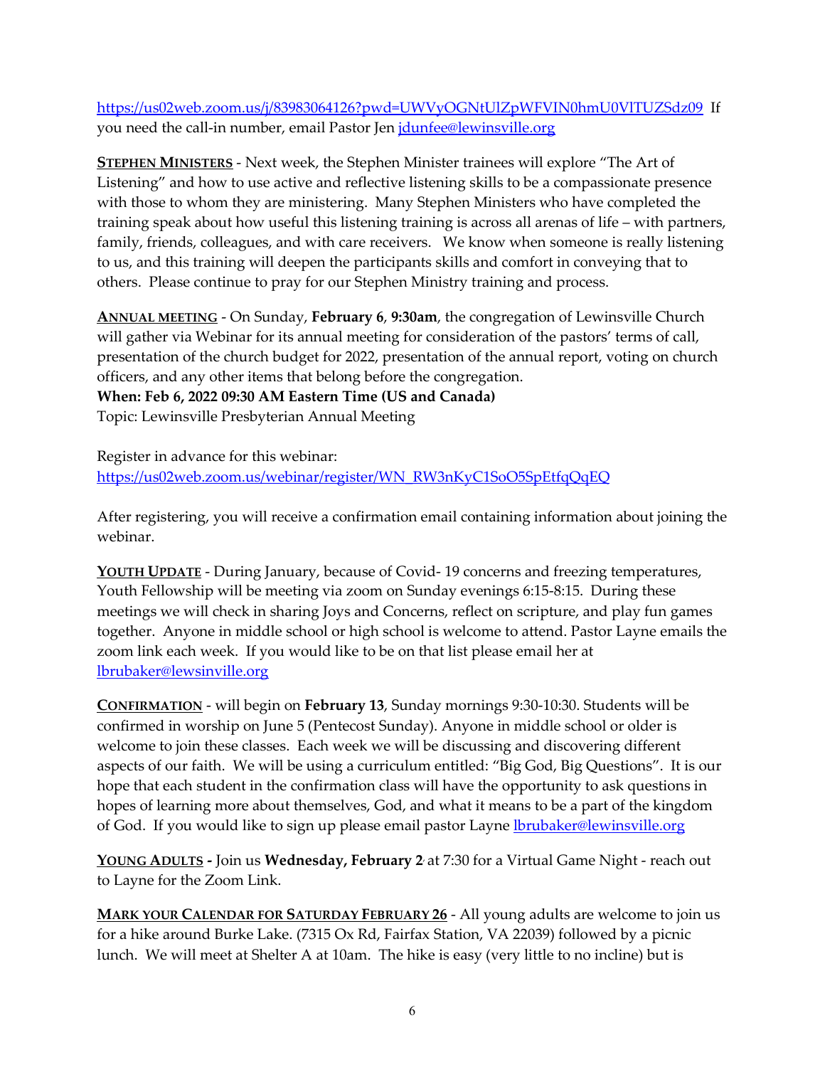https://us02web.zoom.us/j/83983064126?pwd=UWVyOGNtUlZpWFVIN0hmU0VlTUZSdz09 If you need the call-in number, email Pastor Jen jdunfee@lewinsville.org

**STEPHEN MINISTERS** - Next week, the Stephen Minister trainees will explore "The Art of Listening" and how to use active and reflective listening skills to be a compassionate presence with those to whom they are ministering. Many Stephen Ministers who have completed the training speak about how useful this listening training is across all arenas of life – with partners, family, friends, colleagues, and with care receivers. We know when someone is really listening to us, and this training will deepen the participants skills and comfort in conveying that to others. Please continue to pray for our Stephen Ministry training and process.

**ANNUAL MEETING** - On Sunday, **February 6**, **9:30am**, the congregation of Lewinsville Church will gather via Webinar for its annual meeting for consideration of the pastors' terms of call, presentation of the church budget for 2022, presentation of the annual report, voting on church officers, and any other items that belong before the congregation.
**When: Feb 6, 2022 09:30 AM Eastern Time (US and Canada)**
Topic: Lewinsville Presbyterian Annual Meeting

Register in advance for this webinar:
https://us02web.zoom.us/webinar/register/WN_RW3nKyC1SoO5SpEtfqQqEQ

After registering, you will receive a confirmation email containing information about joining the webinar.

**YOUTH UPDATE** - During January, because of Covid- 19 concerns and freezing temperatures, Youth Fellowship will be meeting via zoom on Sunday evenings 6:15-8:15. During these meetings we will check in sharing Joys and Concerns, reflect on scripture, and play fun games together. Anyone in middle school or high school is welcome to attend. Pastor Layne emails the zoom link each week. If you would like to be on that list please email her at lbrubaker@lewsinville.org

**CONFIRMATION** - will begin on **February 13**, Sunday mornings 9:30-10:30. Students will be confirmed in worship on June 5 (Pentecost Sunday). Anyone in middle school or older is welcome to join these classes. Each week we will be discussing and discovering different aspects of our faith. We will be using a curriculum entitled: "Big God, Big Questions". It is our hope that each student in the confirmation class will have the opportunity to ask questions in hopes of learning more about themselves, God, and what it means to be a part of the kingdom of God. If you would like to sign up please email pastor Layne lbrubaker@lewinsville.org

**YOUNG ADULTS -** Join us **Wednesday, February 2** at 7:30 for a Virtual Game Night - reach out to Layne for the Zoom Link.

**MARK YOUR CALENDAR FOR SATURDAY FEBRUARY 26** - All young adults are welcome to join us for a hike around Burke Lake. (7315 Ox Rd, Fairfax Station, VA 22039) followed by a picnic lunch. We will meet at Shelter A at 10am. The hike is easy (very little to no incline) but is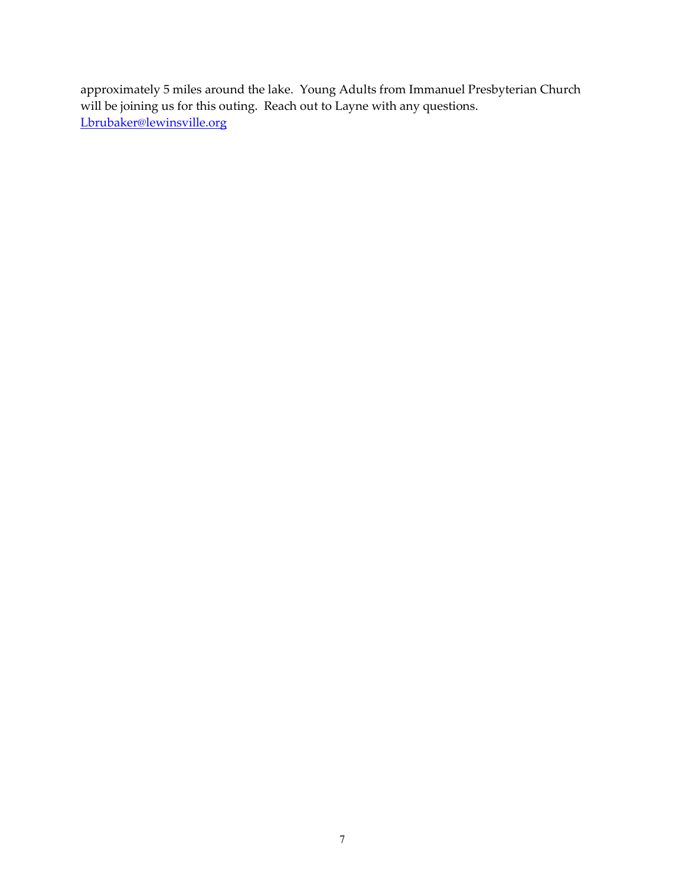approximately 5 miles around the lake. Young Adults from Immanuel Presbyterian Church will be joining us for this outing. Reach out to Layne with any questions. Lbrubaker@lewinsville.org